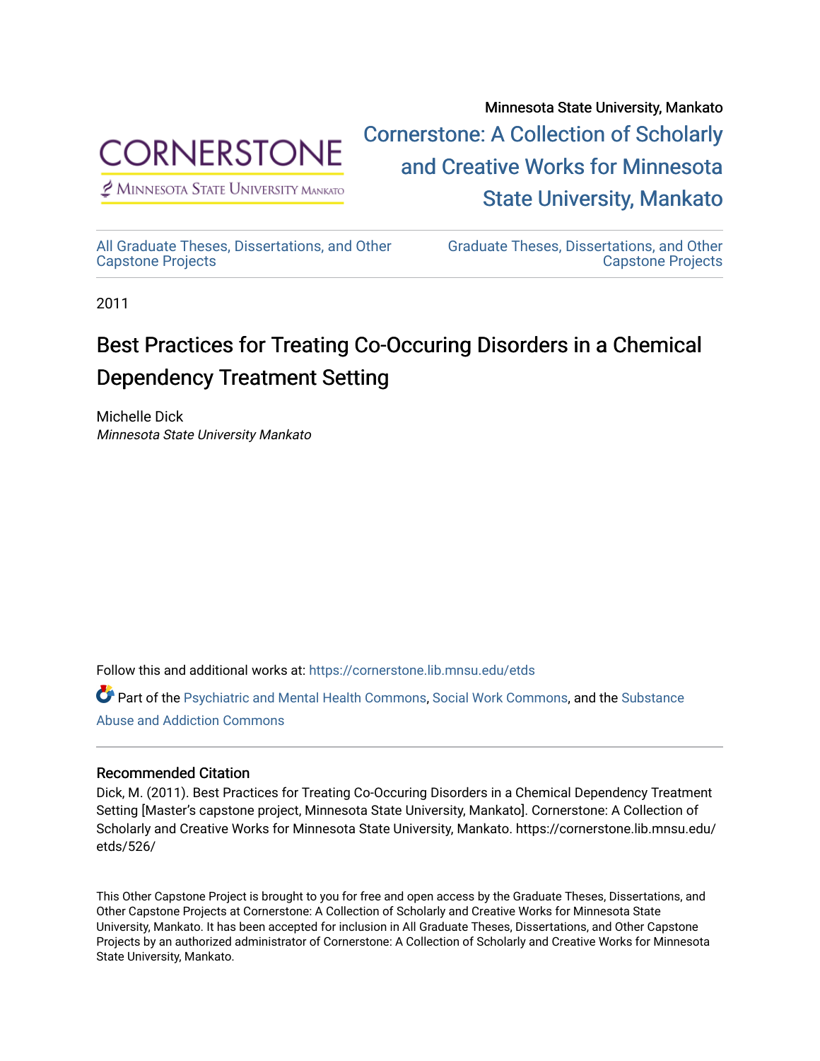Minnesota State University, Mankato

Cornerstone: A Collection of Scholarly and Creative Works for Minnesota State University, Mankato

CORNERSTONE
Minnesota State University Mankato

All Graduate Theses, Dissertations, and Other Capstone Projects

Graduate Theses, Dissertations, and Other Capstone Projects

2011

# Best Practices for Treating Co-Occuring Disorders in a Chemical Dependency Treatment Setting

Michelle Dick
*Minnesota State University Mankato*

Follow this and additional works at: https://cornerstone.lib.mnsu.edu/etds

Part of the Psychiatric and Mental Health Commons, Social Work Commons, and the Substance Abuse and Addiction Commons

## Recommended Citation

Dick, M. (2011). Best Practices for Treating Co-Occuring Disorders in a Chemical Dependency Treatment Setting [Master's capstone project, Minnesota State University, Mankato]. Cornerstone: A Collection of Scholarly and Creative Works for Minnesota State University, Mankato. https://cornerstone.lib.mnsu.edu/etds/526/

This Other Capstone Project is brought to you for free and open access by the Graduate Theses, Dissertations, and Other Capstone Projects at Cornerstone: A Collection of Scholarly and Creative Works for Minnesota State University, Mankato. It has been accepted for inclusion in All Graduate Theses, Dissertations, and Other Capstone Projects by an authorized administrator of Cornerstone: A Collection of Scholarly and Creative Works for Minnesota State University, Mankato.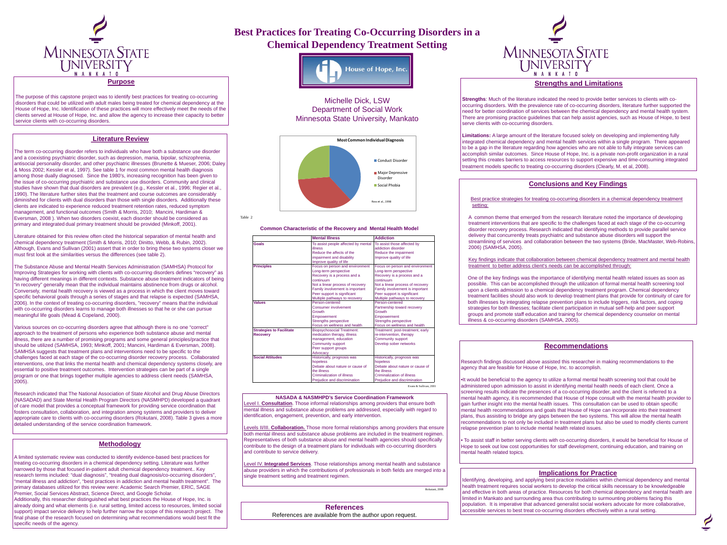# Best Practices for Treating Co-Occurring Disorders in a Chemical Dependency Treatment Setting

Michelle Dick, LSW
Department of Social Work
Minnesota State University, Mankato

## Purpose

The purpose of this capstone project was to identify best practices for treating co-occurring disorders that could be utilized with adult males being treated for chemical dependency at the House of Hope, Inc. Identification of these practices will more effectively meet the needs of the clients served at House of Hope, Inc. and allow the agency to increase their capacity to better service clients with co-occurring disorders.

## Literature Review

The term co-occurring disorder refers to individuals who have both a substance use disorder and a coexisting psychiatric disorder, such as depression, mania, bipolar, schizophrenia, antisocial personality disorder, and other psychiatric illnesses (Brunette & Mueser, 2006; Daley & Moss 2002; Kessler et al, 1997). See table 1 for most common mental health diagnosis among those dually diagnosed. Since the 1980's, increasing recognition has been given to the issue of co-occurring psychiatric and substance use disorders. Community and clinical studies have shown that dual disorders are prevalent (e.g., Kessler et al., 1996; Regier et al., 1990). The literature further sites that the treatment and course outcomes are considerably diminished for clients with dual disorders than those with single disorders. Additionally these clients are indicated to experience reduced treatment retention rates, reduced symptom management, and functional outcomes (Smith & Morris, 2010; Mancini, Hardiman & Eversman, 2008 ). When two disorders coexist, each disorder should be considered as primary and integrated dual primary treatment should be provided (Minkoff, 2001).

Literature obtained for this review often cited the historical separation of mental health and chemical dependency treatment (Smith & Morris, 2010; Dinitto, Webb, & Rubin, 2002). Although, Evans and Sullivan (2001) assert that in order to bring these two systems closer we must first look at the similarities versus the differences (see table 2).

The Substance Abuse and Mental Health Services Administration (SAMHSA) Protocol for Improving Strategies for working with clients with co-occurring disorders defines "recovery" as having different meanings in different contexts. Substance abuse treatment indicators of being "in recovery" generally mean that the individual maintains abstinence from drugs or alcohol. Conversely, mental health recovery is viewed as a process in which the client moves toward specific behavioral goals through a series of stages and that relapse is expected (SAMHSA, 2006). In the context of treating co-occurring disorders, "recovery" means that the individual with co-occurring disorders learns to manage both illnesses so that he or she can pursue meaningful life goals (Mead & Copeland, 2000).

Various sources on co-occurring disorders agree that although there is no one "correct" approach to the treatment of persons who experience both substance abuse and mental illness, there are a number of promising programs and some general principles/practice that should be utilized (SAMHSA, 1993; Minkoff, 2001; Mancini, Hardiman & Eversman, 2008). SAMHSA suggests that treatment plans and interventions need to be specific to the challenges faced at each stage of the co-occurring disorder recovery process. Collaborated interventions, one that links the mental health and chemical dependency systems closely, are essential to positive treatment outcomes. Intervention strategies can be part of a single program or one that brings together multiple agencies to address client needs (SAMHSA, 2005).

Research indicated that The National Association of State Alcohol and Drug Abuse Directors (NASADAD) and State Mental Health Program Directors (NASMHPD) developed a quadrant of care model that provides a conceptual framework for providing service coordination that fosters consultation, collaboration, and integration among systems and providers to deliver appropriate care to clients with co-occurring disorders (Rokutani, 2008). Table 3 gives a more detailed understanding of the service coordination framework.

## Methodology

A limited systematic review was conducted to identify evidence-based best practices for treating co-occurring disorders in a chemical dependency setting. Literature was further narrowed by those that focused in-patient adult chemical dependency treatment.. Key research terms included: "dual diagnosis", "treating dual diagnosis/co-occurring disorders", "mental illness and addiction", "best practices in addiction and mental health treatment". The primary databases utilized for this review were: Academic Search Premier, ERIC, SAGE Premier, Social Services Abstract, Science Direct, and Google Scholar.

Additionally, this researcher distinguished what best practices the House of Hope, Inc. is already doing and what elements (i.e. rural setting, limited access to resources, limited social support) impact service delivery to help further narrow the scope of this research project. The final phase of the research focused on determining what recommendations would best fit the specific needs of the agency.

Most Common Individual Diagnosis

Conduct Disorder
Major Depressive Disorder
Social Phobia

Ross et al., 1998

Table 2

**Common Characteristic of the Recovery and Mental Health Model**

| | Mental Illness | Addiction |
|---|---|---|
| **Goals** | To assist people affected by mental illness<br>Reduce the affects of the impairment and disability<br>Improve quality of life | To assist those affected by addiction disorder<br>Reduce the impairment<br>Improve quality of life |
| **Principles** | Focus on person and environment<br>Long-term perspective<br>Recovery is a process and a continuum<br>Not a linear process of recovery<br>Family involvement is important<br>Peer support is significant<br>Multiple pathways to recovery | Focus on person and environment<br>Long-term perspective<br>Recovery is a process and a continuum<br>Not a linear process of recovery<br>Family involvement is important<br>Peer support is significant<br>Multiple pathways to recovery |
| **Values** | Person-centered<br>Consumer involvement<br>Growth<br>Empowerment<br>Strengths perspective<br>Focus on wellness and health | Person-centered<br>Partnership toward recovery<br>Growth<br>Empowerment<br>Strengths perspective<br>Focus on wellness and health |
| **Strategies to Facilitate Recovery** | Biopsychosocial Treatment: medication therapy, illness management, education<br>Community support<br>Peer support groups<br>Advocacy | Treatment: post-treatment, early re-intervention, therapy<br>Community support<br>Develop sober networks |
| **Social Attitudes** | Historically, prognosis was hopeless<br>Debate about nature or cause of the illness<br>Criminalization of illness<br>Prejudice and discrimination | Historically, prognosis was hopeless<br>Debate about nature or cause of the illness<br>Criminalization of illness<br>Prejudice and discrimination |

Evans & Sullivan, 2001

**NASADA & NASMHPD's Service Coordination Framework**

Level I. **Consultation**. Those informal relationships among providers that ensure both mental illness and substance abuse problems are addressed, especially with regard to identification, engagement, prevention, and early intervention.

Levels II/III. **Collaboration.** Those more formal relationships among providers that ensure both mental illness and substance abuse problems are included in the treatment regimen. Representatives of both substance abuse and mental health agencies should specifically contribute to the design of a treatment plans for individuals with co-occurring disorders and contribute to service delivery.

Level IV. **Integrated Services**. Those relationships among mental health and substance abuse providers in which the contributions of professionals in both fields are merged into a single treatment setting and treatment regimen.

Rokutani, 2008

## References

References are available from the author upon request.

## Strengths and Limitations

**Strengths**: Much of the literature indicated the need to provide better services to clients with co-occurring disorders. With the prevalence rate of co-occurring disorders, literature further supported the need for better coordination of services between the chemical dependency and mental health system. There are promising practice guidelines that can help assist agencies, such as House of Hope, to best serve clients with co-occurring disorders.

**Limitations:** A large amount of the literature focused solely on developing and implementing fully integrated chemical dependency and mental health services within a single program. There appeared to be a gap in the literature regarding how agencies who are not able to fully integrate services can accomplish similar outcomes. Since House of Hope, Inc. is a private non-profit organization in a rural setting this creates barriers to access resources to support expensive and time-consuming integrated treatment models specific to treating co-occurring disorders (Clearly, M. et al, 2008).

## Conclusions and Key Findings

Best practice strategies for treating co-occurring disorders in a chemical dependency treatment setting:

A common theme that emerged from the research literature noted the importance of developing treatment interventions that are specific to the challenges faced at each stage of the co-occurring disorder recovery process. Research indicated that identifying methods to provide parallel service delivery that concurrently treats psychiatric and substance abuse disorders will support the streamlining of services and collaboration between the two systems (Bride, MacMaster, Web-Robins, 2006) (SAMHSA, 2005).

Key findings indicate that collaboration between chemical dependency treatment and mental health treatment to better address client's needs can be accomplished through:

One of the key findings was the importance of identifying mental health related issues as soon as possible. This can be accomplished through the utilization of formal mental health screening tool upon a clients admission to a chemical dependency treatment program. Chemical dependency treatment facilities should also work to develop treatment plans that provide for continuity of care for both illnesses by integrating relapse prevention plans to include triggers, risk factors, and coping strategies for both illnesses; facilitate client participation in mutual self-help and peer support groups and promote staff education and training for chemical dependency counselor on mental illness & co-occurring disorders (SAMHSA, 2005).

## Recommendations

Research findings discussed above assisted this researcher in making recommendations to the agency that are feasible for House of Hope, Inc. to accomplish.

•It would be beneficial to the agency to utilize a formal mental health screening tool that could be administered upon admission to assist in identifying mental health needs of each client. Once a screening results indicate the presences of a co-occurring disorder, and the client is referred to a mental health agency, it is recommended that House of Hope consult with the mental health provider to gain further insight into the mental health issues. This consultation can be used to obtain specific mental health recommendations and goals that House of Hope can incorporate into their treatment plans, thus assisting to bridge any gaps between the two systems. This will allow the mental health recommendations to not only be included in treatment plans but also be used to modify clients current relapse prevention plan to include mental health related issues.

• To assist staff in better serving clients with co-occurring disorders, it would be beneficial for House of Hope to seek out low cost opportunities for staff development, continuing education, and training on mental health related topics.

## Implications for Practice

Identifying, developing, and applying best practice modalities within chemical dependency and mental health treatment requires social workers to develop the critical skills necessary to be knowledgeable and effective in both areas of practice. Resources for both chemical dependency and mental health are limited in Mankato and surrounding area thus contributing to surmounting problems facing this population. It is imperative that advanced generalist social workers advocate for more collaborative, accessible services to best treat co-occurring disorders effectively within a rural setting.